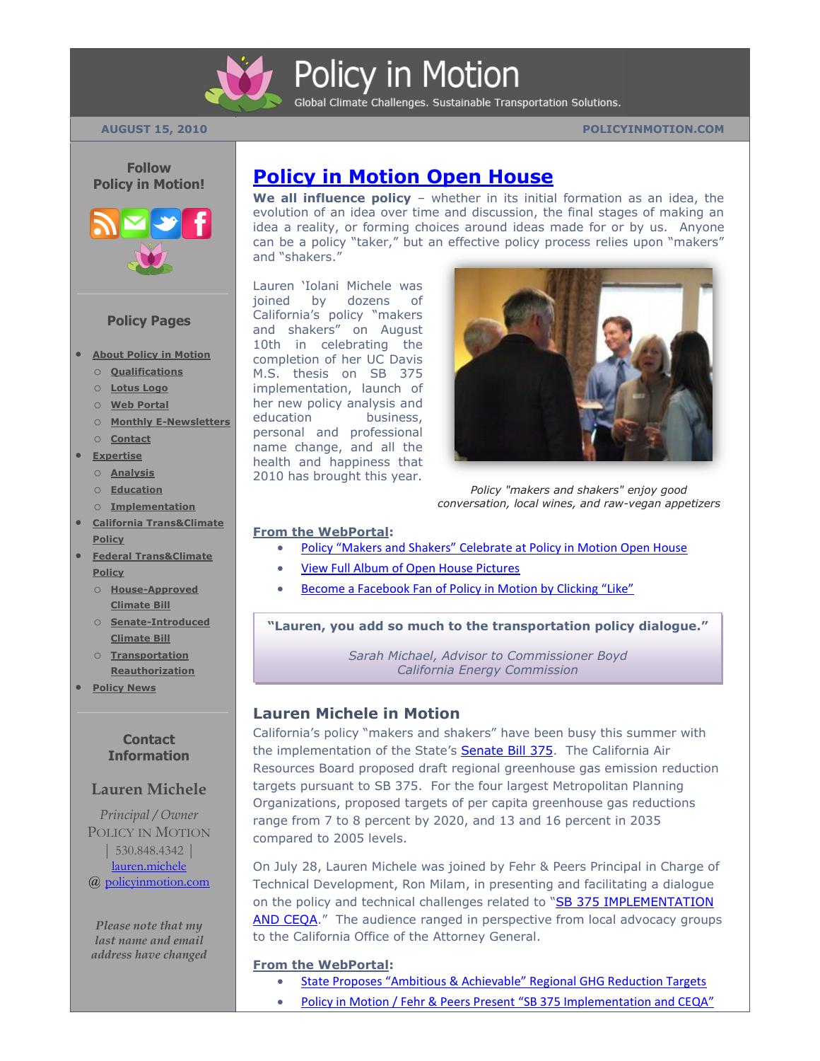# Policy in Motion

Global Climate Challenges. Sustainable Transportation Solutions.

AUGUST 15, 2010

POLICYINMOTION.COM

**Follow Policy in Motion!**

## Policy Pages

- About Policy in Motion
  - Qualifications
  - Lotus Logo
  - Web Portal
  - Monthly E-Newsletters
  - Contact
- Expertise
  - Analysis
  - Education
  - Implementation
- California Trans&Climate Policy
- Federal Trans&Climate Policy
  - House-Approved Climate Bill
  - Senate-Introduced Climate Bill
  - Transportation Reauthorization
- Policy News

## Contact Information

**Lauren Michele**

*Principal / Owner*
POLICY IN MOTION
| 530.848.4342 |
lauren.michele
@ policyinmotion.com

*Please note that my last name and email address have changed*

## Policy in Motion Open House

**We all influence policy** – whether in its initial formation as an idea, the evolution of an idea over time and discussion, the final stages of making an idea a reality, or forming choices around ideas made for or by us. Anyone can be a policy "taker," but an effective policy process relies upon "makers" and "shakers."

Lauren 'Iolani Michele was joined by dozens of California's policy "makers and shakers" on August 10th in celebrating the completion of her UC Davis M.S. thesis on SB 375 implementation, launch of her new policy analysis and education business, personal and professional name change, and all the health and happiness that 2010 has brought this year.

*Policy "makers and shakers" enjoy good conversation, local wines, and raw-vegan appetizers*

**From the WebPortal:**

- Policy "Makers and Shakers" Celebrate at Policy in Motion Open House
- View Full Album of Open House Pictures
- Become a Facebook Fan of Policy in Motion by Clicking "Like"

> **"Lauren, you add so much to the transportation policy dialogue."**
>
> *Sarah Michael, Advisor to Commissioner Boyd*
> *California Energy Commission*

## Lauren Michele in Motion

California's policy "makers and shakers" have been busy this summer with the implementation of the State's Senate Bill 375. The California Air Resources Board proposed draft regional greenhouse gas emission reduction targets pursuant to SB 375. For the four largest Metropolitan Planning Organizations, proposed targets of per capita greenhouse gas reductions range from 7 to 8 percent by 2020, and 13 and 16 percent in 2035 compared to 2005 levels.

On July 28, Lauren Michele was joined by Fehr & Peers Principal in Charge of Technical Development, Ron Milam, in presenting and facilitating a dialogue on the policy and technical challenges related to "SB 375 IMPLEMENTATION AND CEQA." The audience ranged in perspective from local advocacy groups to the California Office of the Attorney General.

**From the WebPortal:**

- State Proposes "Ambitious & Achievable" Regional GHG Reduction Targets
- Policy in Motion / Fehr & Peers Present "SB 375 Implementation and CEQA"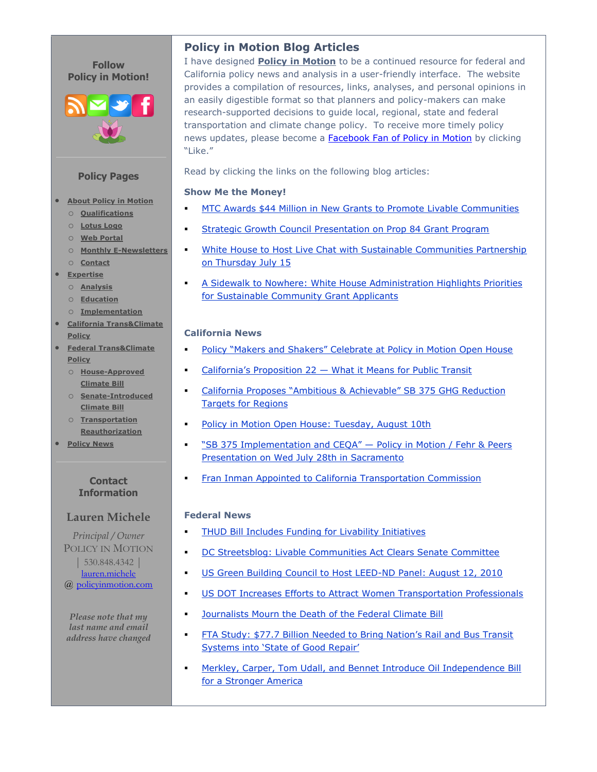## Follow Policy in Motion!

## Policy Pages

- **About Policy in Motion**
  - **Qualifications**
  - **Lotus Logo**
  - **Web Portal**
  - **Monthly E-Newsletters**
  - **Contact**
- **Expertise**
  - **Analysis**
  - **Education**
  - **Implementation**
- **California Trans&Climate Policy**
- **Federal Trans&Climate Policy**
  - **House-Approved Climate Bill**
  - **Senate-Introduced Climate Bill**
  - **Transportation Reauthorization**
- **Policy News**

## Contact Information

**Lauren Michele**

*Principal / Owner*
POLICY IN MOTION
| 530.848.4342 |
lauren.michele
@ policyinmotion.com

*Please note that my last name and email address have changed*

# Policy in Motion Blog Articles

I have designed **Policy in Motion** to be a continued resource for federal and California policy news and analysis in a user-friendly interface. The website provides a compilation of resources, links, analyses, and personal opinions in an easily digestible format so that planners and policy-makers can make research-supported decisions to guide local, regional, state and federal transportation and climate change policy. To receive more timely policy news updates, please become a Facebook Fan of Policy in Motion by clicking "Like."

Read by clicking the links on the following blog articles:

### Show Me the Money!

- MTC Awards $44 Million in New Grants to Promote Livable Communities
- Strategic Growth Council Presentation on Prop 84 Grant Program
- White House to Host Live Chat with Sustainable Communities Partnership on Thursday July 15
- A Sidewalk to Nowhere: White House Administration Highlights Priorities for Sustainable Community Grant Applicants

### California News

- Policy "Makers and Shakers" Celebrate at Policy in Motion Open House
- California's Proposition 22 — What it Means for Public Transit
- California Proposes "Ambitious & Achievable" SB 375 GHG Reduction Targets for Regions
- Policy in Motion Open House: Tuesday, August 10th
- "SB 375 Implementation and CEQA" — Policy in Motion / Fehr & Peers Presentation on Wed July 28th in Sacramento
- Fran Inman Appointed to California Transportation Commission

### Federal News

- THUD Bill Includes Funding for Livability Initiatives
- DC Streetsblog: Livable Communities Act Clears Senate Committee
- US Green Building Council to Host LEED-ND Panel: August 12, 2010
- US DOT Increases Efforts to Attract Women Transportation Professionals
- Journalists Mourn the Death of the Federal Climate Bill
- FTA Study: $77.7 Billion Needed to Bring Nation's Rail and Bus Transit Systems into 'State of Good Repair'
- Merkley, Carper, Tom Udall, and Bennet Introduce Oil Independence Bill for a Stronger America